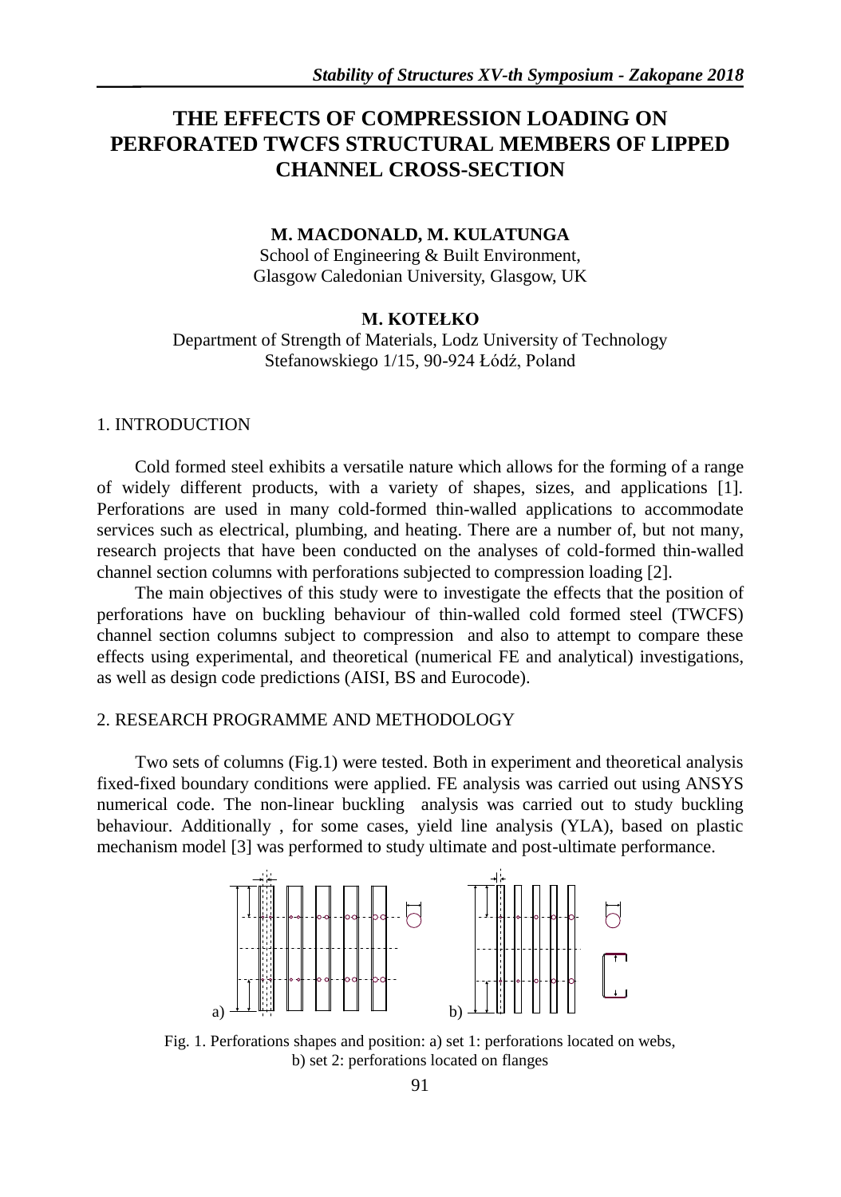# THE EFFECTS OF COMPRESSION LOADING ON PERFORATED TWCFS STRUCTURAL MEMBERS OF LIPPED CHANNEL CROSS-SECTION

**M. MACDONALD, M. KULATUNGA**

School of Engineering & Built Environment,
Glasgow Caledonian University, Glasgow, UK

**M. KOTEŁKO**

Department of Strength of Materials, Lodz University of Technology
Stefanowskiego 1/15, 90-924 Łódź, Poland

## 1. INTRODUCTION

Cold formed steel exhibits a versatile nature which allows for the forming of a range of widely different products, with a variety of shapes, sizes, and applications [1]. Perforations are used in many cold-formed thin-walled applications to accommodate services such as electrical, plumbing, and heating. There are a number of, but not many, research projects that have been conducted on the analyses of cold-formed thin-walled channel section columns with perforations subjected to compression loading [2].

The main objectives of this study were to investigate the effects that the position of perforations have on buckling behaviour of thin-walled cold formed steel (TWCFS) channel section columns subject to compression and also to attempt to compare these effects using experimental, and theoretical (numerical FE and analytical) investigations, as well as design code predictions (AISI, BS and Eurocode).

## 2. RESEARCH PROGRAMME AND METHODOLOGY

Two sets of columns (Fig.1) were tested. Both in experiment and theoretical analysis fixed-fixed boundary conditions were applied. FE analysis was carried out using ANSYS numerical code. The non-linear buckling analysis was carried out to study buckling behaviour. Additionally , for some cases, yield line analysis (YLA), based on plastic mechanism model [3] was performed to study ultimate and post-ultimate performance.

Fig. 1. Perforations shapes and position: a) set 1: perforations located on webs, b) set 2: perforations located on flanges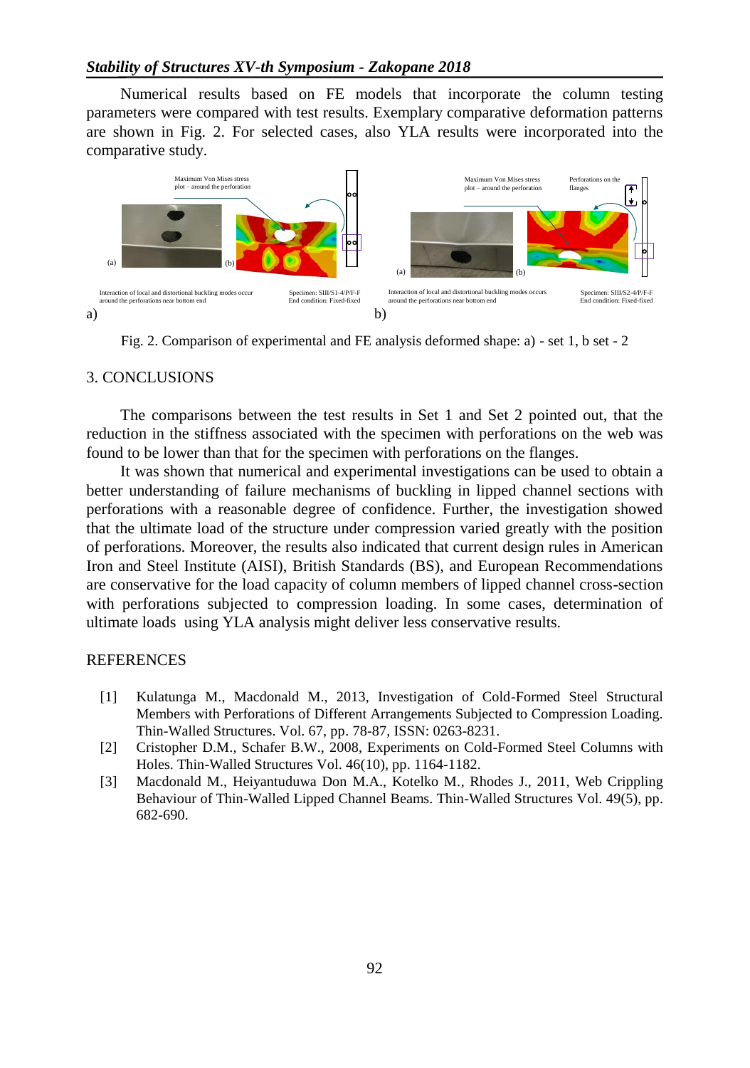Numerical results based on FE models that incorporate the column testing parameters were compared with test results. Exemplary comparative deformation patterns are shown in Fig. 2. For selected cases, also YLA results were incorporated into the comparative study.

Maximum Von Mises stress plot – around the perforation

(a)

(b)

Interaction of local and distortional buckling modes occur around the perforations near bottom end

Specimen: SIII/S1-4/P/F-F
End condition: Fixed-fixed

a)

Maximum Von Mises stress plot – around the perforation

Perforations on the flanges

(a)

(b)

Interaction of local and distortional buckling modes occurs around the perforations near bottom end

Specimen: SIII/S2-4/P/F-F
End condition: Fixed-fixed

b)

Fig. 2. Comparison of experimental and FE analysis deformed shape: a) - set 1, b set - 2

## 3. CONCLUSIONS

The comparisons between the test results in Set 1 and Set 2 pointed out, that the reduction in the stiffness associated with the specimen with perforations on the web was found to be lower than that for the specimen with perforations on the flanges.

It was shown that numerical and experimental investigations can be used to obtain a better understanding of failure mechanisms of buckling in lipped channel sections with perforations with a reasonable degree of confidence. Further, the investigation showed that the ultimate load of the structure under compression varied greatly with the position of perforations. Moreover, the results also indicated that current design rules in American Iron and Steel Institute (AISI), British Standards (BS), and European Recommendations are conservative for the load capacity of column members of lipped channel cross-section with perforations subjected to compression loading. In some cases, determination of ultimate loads using YLA analysis might deliver less conservative results.

## REFERENCES

[1] Kulatunga M., Macdonald M., 2013, Investigation of Cold-Formed Steel Structural Members with Perforations of Different Arrangements Subjected to Compression Loading. Thin-Walled Structures. Vol. 67, pp. 78-87, ISSN: 0263-8231.

[2] Cristopher D.M., Schafer B.W., 2008, Experiments on Cold-Formed Steel Columns with Holes. Thin-Walled Structures Vol. 46(10), pp. 1164-1182.

[3] Macdonald M., Heiyantuduwa Don M.A., Kotelko M., Rhodes J., 2011, Web Crippling Behaviour of Thin-Walled Lipped Channel Beams. Thin-Walled Structures Vol. 49(5), pp. 682-690.